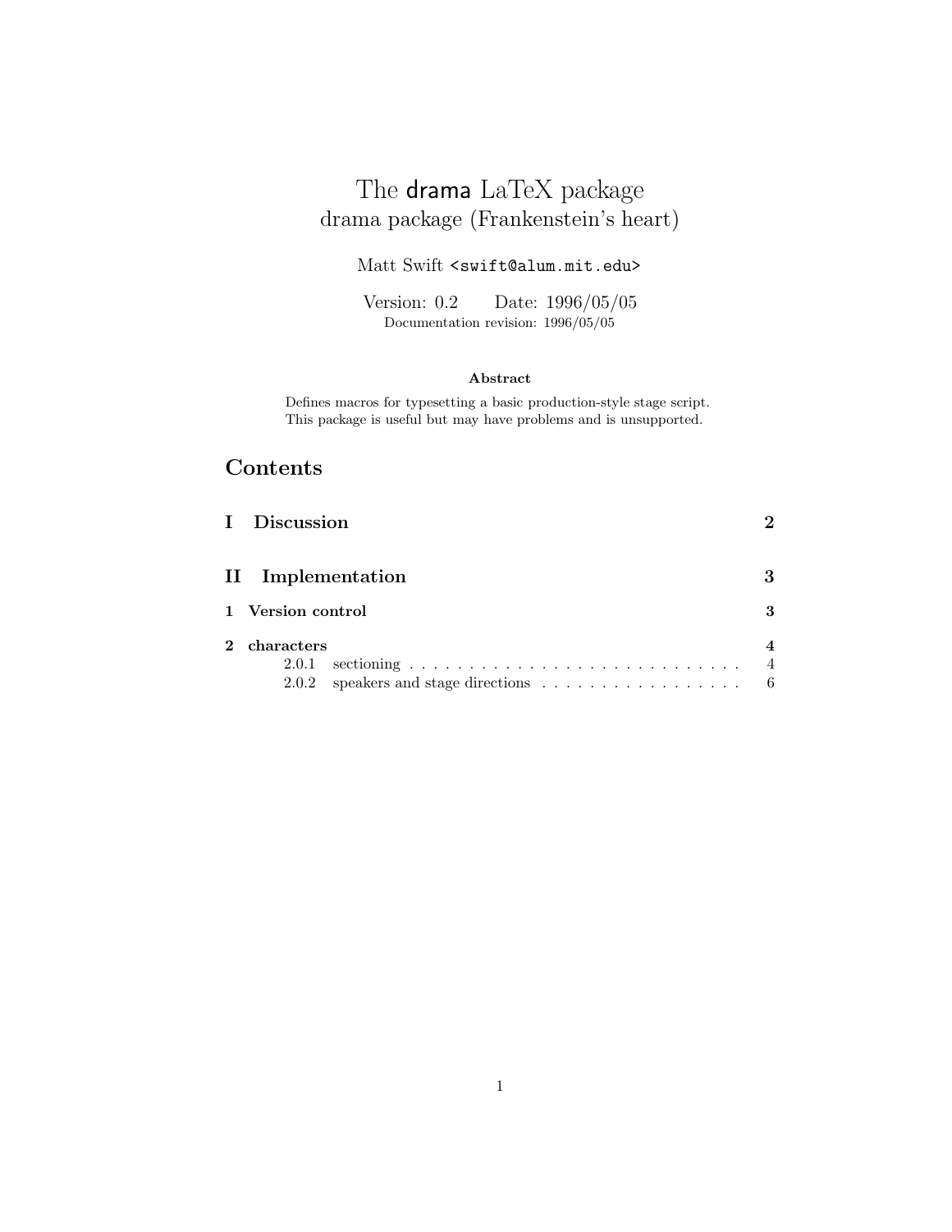# The drama LaTeX package
## drama package (Frankenstein's heart)

Matt Swift <swift@alum.mit.edu>

Version: 0.2 Date: 1996/05/05
Documentation revision: 1996/05/05

**Abstract**

Defines macros for typesetting a basic production-style stage script. This package is useful but may have problems and is unsupported.

## Contents

**I Discussion** 2

**II Implementation** 3

**1 Version control** 3

**2 characters** 4

- 2.0.1 sectioning . . . . . . . . . . . . . . . . . . . . . . . . . . . . . . 4
- 2.0.2 speakers and stage directions . . . . . . . . . . . . . . . . . . 6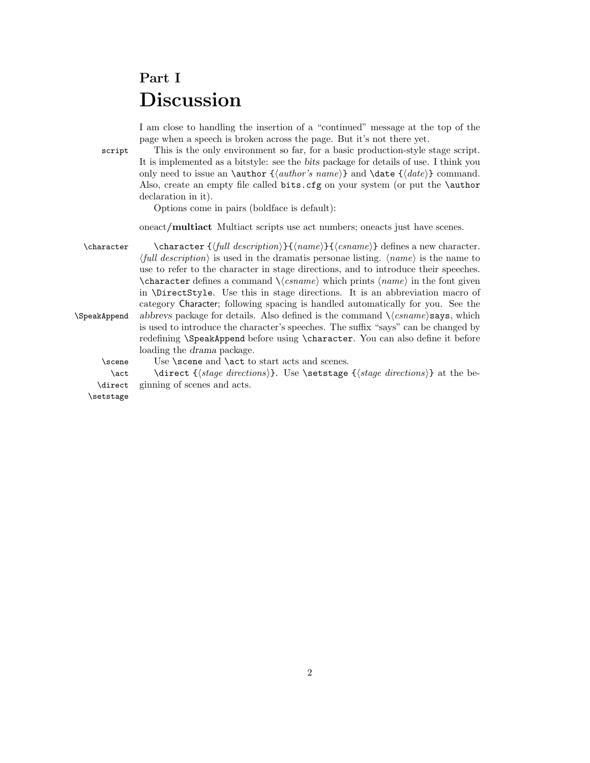# Part I
# Discussion

I am close to handling the insertion of a "continued" message at the top of the page when a speech is broken across the page. But it's not there yet.

`script` This is the only environment so far, for a basic production-style stage script. It is implemented as a bitstyle: see the *bits* package for details of use. I think you only need to issue an `\author {⟨author's name⟩}` and `\date {⟨date⟩}` command. Also, create an empty file called `bits.cfg` on your system (or put the `\author` declaration in it).

Options come in pairs (boldface is default):

oneact/**multiact** Multiact scripts use act numbers; oneacts just have scenes.

`\character` `\SpeakAppend` `\character {⟨full description⟩}{⟨name⟩}{⟨csname⟩}` defines a new character. ⟨*full description*⟩ is used in the dramatis personae listing. ⟨*name*⟩ is the name to use to refer to the character in stage directions, and to introduce their speeches. `\character` defines a command `\⟨csname⟩` which prints ⟨*name*⟩ in the font given in `\DirectStyle`. Use this in stage directions. It is an abbreviation macro of category Character; following spacing is handled automatically for you. See the *abbrevs* package for details. Also defined is the command `\⟨csname⟩says`, which is used to introduce the character's speeches. The suffix "says" can be changed by redefining `\SpeakAppend` before using `\character`. You can also define it before loading the *drama* package.

`\scene` `\act` Use `\scene` and `\act` to start acts and scenes.

`\direct` `\setstage` `\direct {⟨stage directions⟩}`. Use `\setstage {⟨stage directions⟩}` at the beginning of scenes and acts.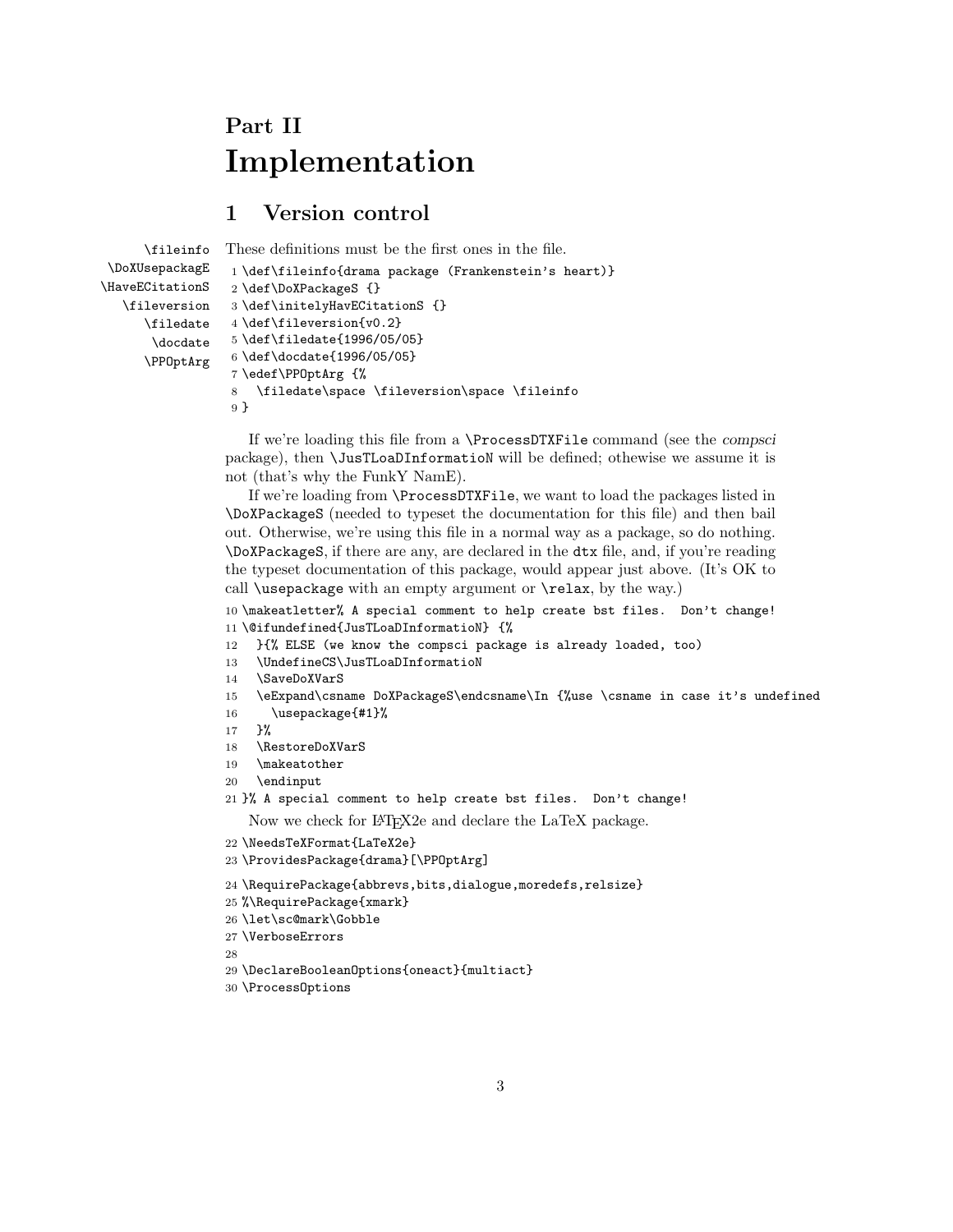# Part II
# Implementation

## 1 Version control

\fileinfo \DoXUsepackagE \HaveECitationS \fileversion \filedate \docdate \PPOptArg

These definitions must be the first ones in the file.

```
1 \def\fileinfo{drama package (Frankenstein's heart)}
2 \def\DoXPackageS {}
3 \def\initelyHavECitationS {}
4 \def\fileversion{v0.2}
5 \def\filedate{1996/05/05}
6 \def\docdate{1996/05/05}
7 \edef\PPOptArg {%
8   \filedate\space \fileversion\space \fileinfo
9 }
```

If we're loading this file from a `\ProcessDTXFile` command (see the *compsci* package), then `\JusTLoaDInformatioN` will be defined; othewise we assume it is not (that's why the FunkY NamE).

If we're loading from `\ProcessDTXFile`, we want to load the packages listed in `\DoXPackageS` (needed to typeset the documentation for this file) and then bail out. Otherwise, we're using this file in a normal way as a package, so do nothing. `\DoXPackageS`, if there are any, are declared in the `dtx` file, and, if you're reading the typeset documentation of this package, would appear just above. (It's OK to call `\usepackage` with an empty argument or `\relax`, by the way.)

```
10 \makeatletter% A special comment to help create bst files.  Don't change!
11 \@ifundefined{JusTLoaDInformatioN} {%
12   }{% ELSE (we know the compsci package is already loaded, too)
13   \UndefineCS\JusTLoaDInformatioN
14   \SaveDoXVarS
15   \eExpand\csname DoXPackageS\endcsname\In {%use \csname in case it's undefined
16     \usepackage{#1}%
17   }%
18   \RestoreDoXVarS
19   \makeatother
20   \endinput
21 }% A special comment to help create bst files.  Don't change!
```

Now we check for LaTeX2e and declare the LaTeX package.

```
22 \NeedsTeXFormat{LaTeX2e}
23 \ProvidesPackage{drama}[\PPOptArg]
24 \RequirePackage{abbrevs,bits,dialogue,moredefs,relsize}
25 %\RequirePackage{xmark}
26 \let\sc@mark\Gobble
27 \VerboseErrors
28
29 \DeclareBooleanOptions{oneact}{multiact}
30 \ProcessOptions
```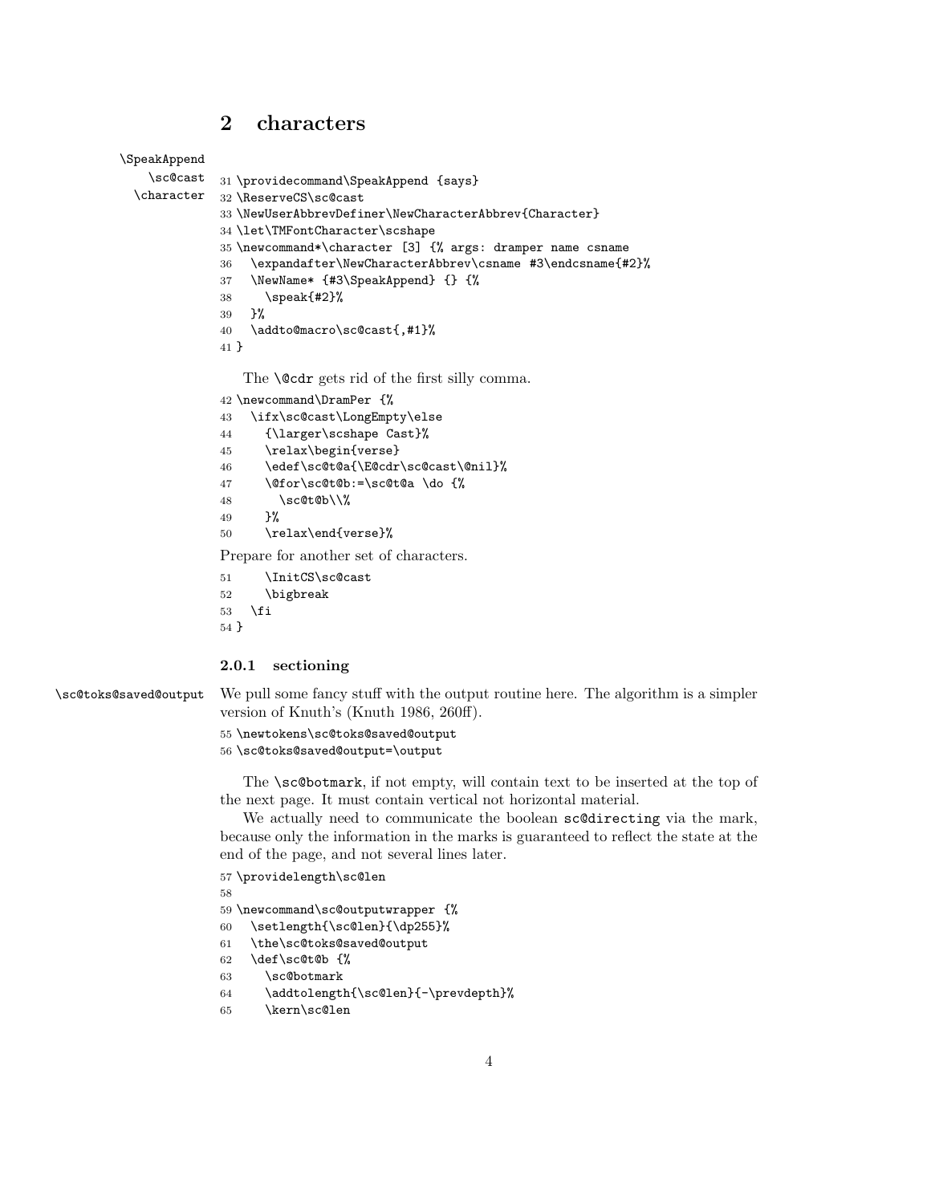## 2 characters

\SpeakAppend
\sc@cast
\character

```
31 \providecommand\SpeakAppend {says}
32 \ReserveCS\sc@cast
33 \NewUserAbbrevDefiner\NewCharacterAbbrev{Character}
34 \let\TMFontCharacter\scshape
35 \newcommand*\character [3] {% args: dramper name csname
36   \expandafter\NewCharacterAbbrev\csname #3\endcsname{#2}%
37   \NewName* {#3\SpeakAppend} {} {%
38     \speak{#2}%
39   }%
40   \addto@macro\sc@cast{,#1}%
41 }
```

The `\@cdr` gets rid of the first silly comma.

```
42 \newcommand\DramPer {%
43   \ifx\sc@cast\LongEmpty\else
44     {\larger\scshape Cast}%
45     \relax\begin{verse}
46     \edef\sc@t@a{\E@cdr\sc@cast\@nil}%
47     \@for\sc@t@b:=\sc@t@a \do {%
48       \sc@t@b\\%
49     }%
50     \relax\end{verse}%
```

Prepare for another set of characters.

```
51     \InitCS\sc@cast
52     \bigbreak
53   \fi
54 }
```

### 2.0.1 sectioning

\sc@toks@saved@output

We pull some fancy stuff with the output routine here. The algorithm is a simpler version of Knuth's (Knuth 1986, 260ff).

```
55 \newtokens\sc@toks@saved@output
56 \sc@toks@saved@output=\output
```

The `\sc@botmark`, if not empty, will contain text to be inserted at the top of the next page. It must contain vertical not horizontal material.

We actually need to communicate the boolean `sc@directing` via the mark, because only the information in the marks is guaranteed to reflect the state at the end of the page, and not several lines later.

```
57 \providelength\sc@len
58
59 \newcommand\sc@outputwrapper {%
60   \setlength{\sc@len}{\dp255}%
61   \the\sc@toks@saved@output
62   \def\sc@t@b {%
63     \sc@botmark
64     \addtolength{\sc@len}{-\prevdepth}%
65     \kern\sc@len
```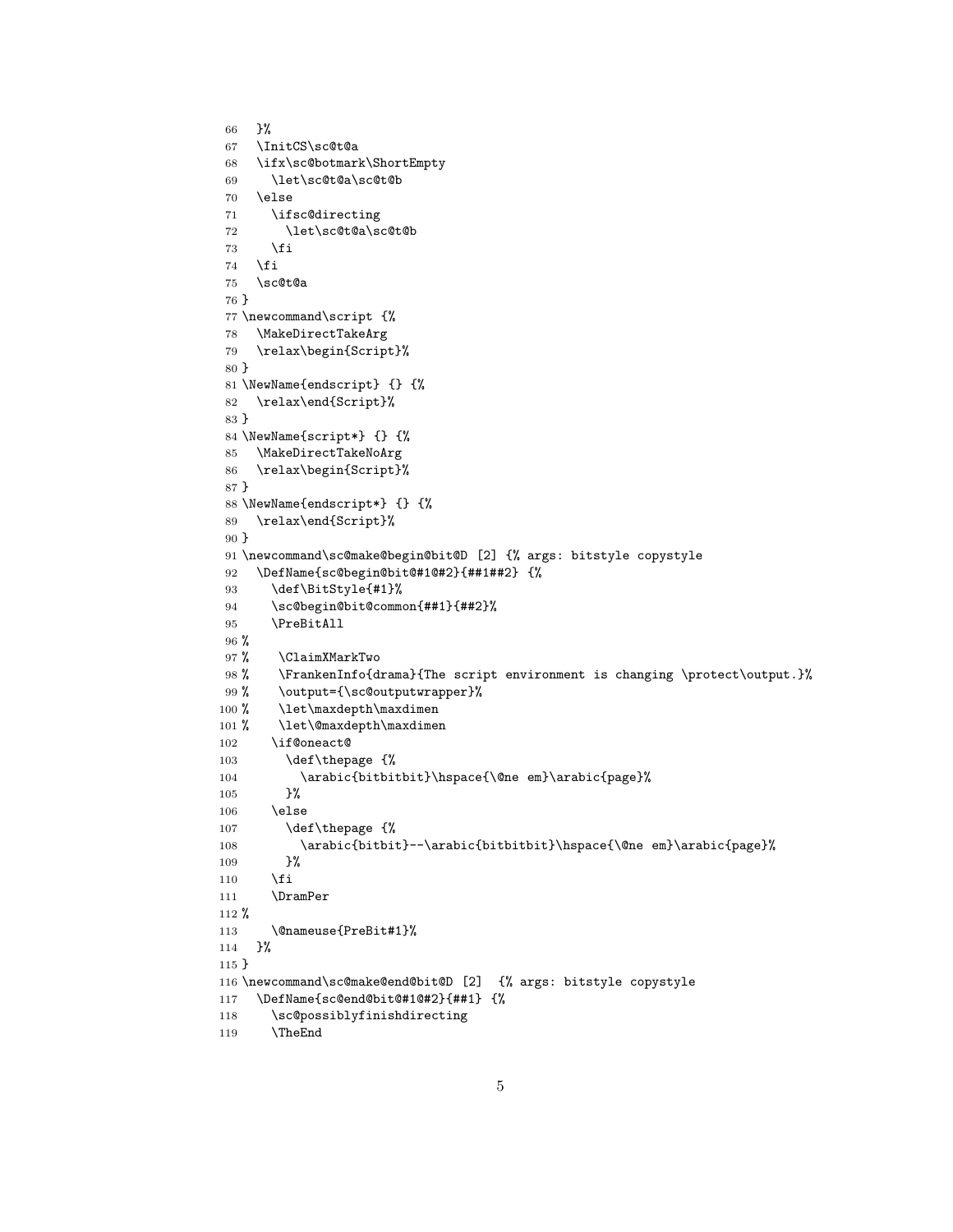```
66   }%
67   \InitCS\sc@t@a
68   \ifx\sc@botmark\ShortEmpty
69     \let\sc@t@a\sc@t@b
70   \else
71     \ifsc@directing
72       \let\sc@t@a\sc@t@b
73     \fi
74   \fi
75   \sc@t@a
76 }
77 \newcommand\script {%
78   \MakeDirectTakeArg
79   \relax\begin{Script}%
80 }
81 \NewName{endscript} {} {%
82   \relax\end{Script}%
83 }
84 \NewName{script*} {} {%
85   \MakeDirectTakeNoArg
86   \relax\begin{Script}%
87 }
88 \NewName{endscript*} {} {%
89   \relax\end{Script}%
90 }
91 \newcommand\sc@make@begin@bit@D [2] {% args: bitstyle copystyle
92   \DefName{sc@begin@bit@#1@#2}{##1##2} {%
93     \def\BitStyle{#1}%
94     \sc@begin@bit@common{##1}{##2}%
95     \PreBitAll
96 %
97 %    \ClaimXMarkTwo
98 %    \FrankenInfo{drama}{The script environment is changing \protect\output.}%
99 %    \output={\sc@outputwrapper}%
100 %    \let\maxdepth\maxdimen
101 %    \let\@maxdepth\maxdimen
102     \if@oneact@
103       \def\thepage {%
104         \arabic{bitbitbit}\hspace{\@ne em}\arabic{page}%
105       }%
106     \else
107       \def\thepage {%
108         \arabic{bitbit}--\arabic{bitbitbit}\hspace{\@ne em}\arabic{page}%
109       }%
110     \fi
111     \DramPer
112 %
113     \@nameuse{PreBit#1}%
114   }%
115 }
116 \newcommand\sc@make@end@bit@D [2]  {% args: bitstyle copystyle
117   \DefName{sc@end@bit@#1@#2}{##1} {%
118     \sc@possiblyfinishdirecting
119     \TheEnd
```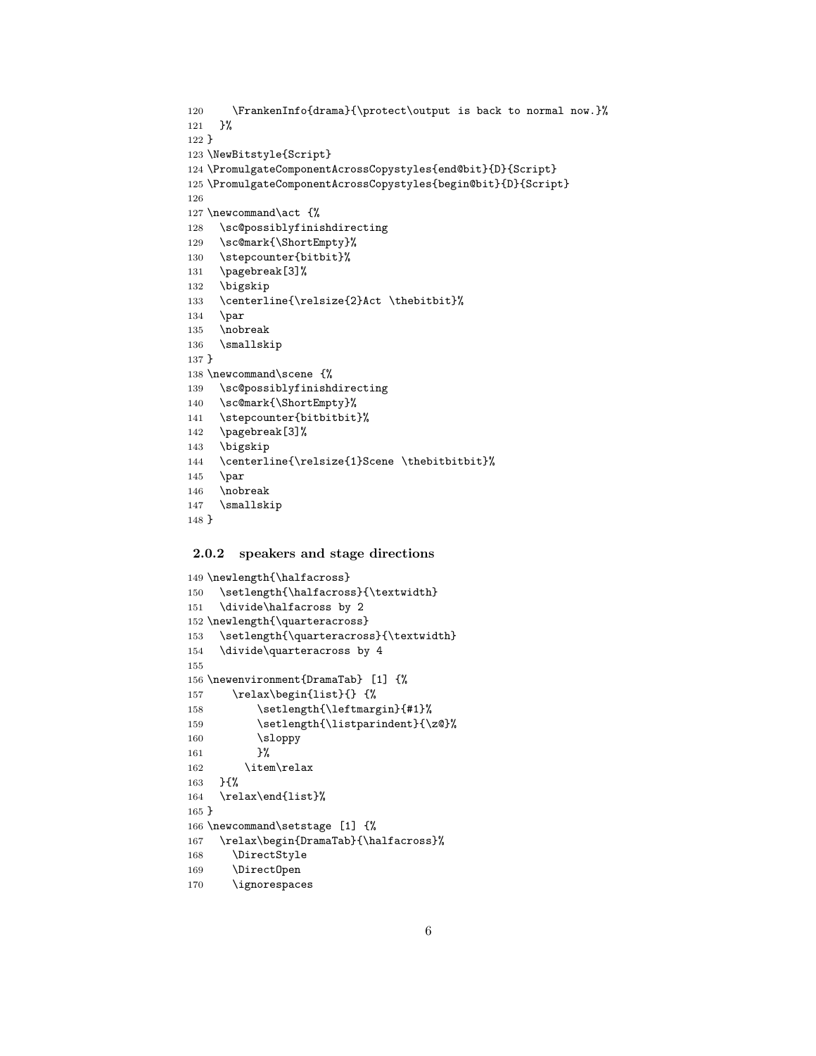```
120     \FrankenInfo{drama}{\protect\output is back to normal now.}%
121   }%
122 }
123 \NewBitstyle{Script}
124 \PromulgateComponentAcrossCopystyles{end@bit}{D}{Script}
125 \PromulgateComponentAcrossCopystyles{begin@bit}{D}{Script}
126
127 \newcommand\act {%
128   \sc@possiblyfinishdirecting
129   \sc@mark{\ShortEmpty}%
130   \stepcounter{bitbit}%
131   \pagebreak[3]%
132   \bigskip
133   \centerline{\relsize{2}Act \thebitbit}%
134   \par
135   \nobreak
136   \smallskip
137 }
138 \newcommand\scene {%
139   \sc@possiblyfinishdirecting
140   \sc@mark{\ShortEmpty}%
141   \stepcounter{bitbitbit}%
142   \pagebreak[3]%
143   \bigskip
144   \centerline{\relsize{1}Scene \thebitbitbit}%
145   \par
146   \nobreak
147   \smallskip
148 }
```

### 2.0.2 speakers and stage directions

```
149 \newlength{\halfacross}
150   \setlength{\halfacross}{\textwidth}
151   \divide\halfacross by 2
152 \newlength{\quarteracross}
153   \setlength{\quarteracross}{\textwidth}
154   \divide\quarteracross by 4
155
156 \newenvironment{DramaTab} [1] {%
157     \relax\begin{list}{} {%
158         \setlength{\leftmargin}{#1}%
159         \setlength{\listparindent}{\z@}%
160         \sloppy
161         }%
162       \item\relax
163   }{%
164   \relax\end{list}%
165 }
166 \newcommand\setstage [1] {%
167   \relax\begin{DramaTab}{\halfacross}%
168     \DirectStyle
169     \DirectOpen
170     \ignorespaces
```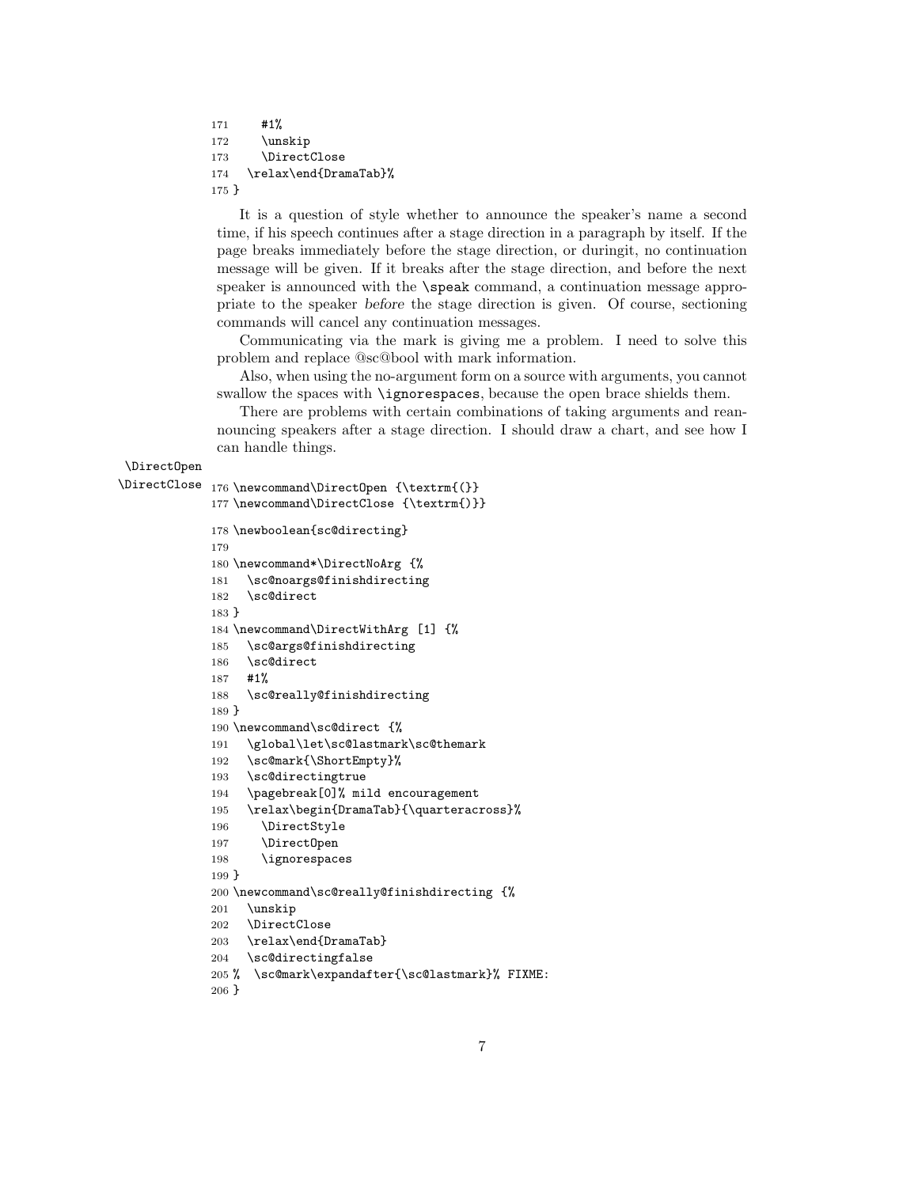```
171     #1%
172     \unskip
173     \DirectClose
174   \relax\end{DramaTab}%
175 }
```

It is a question of style whether to announce the speaker's name a second time, if his speech continues after a stage direction in a paragraph by itself. If the page breaks immediately before the stage direction, or duringit, no continuation message will be given. If it breaks after the stage direction, and before the next speaker is announced with the `\speak` command, a continuation message appropriate to the speaker *before* the stage direction is given. Of course, sectioning commands will cancel any continuation messages.

Communicating via the mark is giving me a problem. I need to solve this problem and replace @sc@bool with mark information.

Also, when using the no-argument form on a source with arguments, you cannot swallow the spaces with `\ignorespaces`, because the open brace shields them.

There are problems with certain combinations of taking arguments and reannouncing speakers after a stage direction. I should draw a chart, and see how I can handle things.

`\DirectOpen`
`\DirectClose`

```
176 \newcommand\DirectOpen {\textrm{(}}
177 \newcommand\DirectClose {\textrm{)}}
178 \newboolean{sc@directing}
179
180 \newcommand*\DirectNoArg {%
181   \sc@noargs@finishdirecting
182   \sc@direct
183 }
184 \newcommand\DirectWithArg [1] {%
185   \sc@args@finishdirecting
186   \sc@direct
187   #1%
188   \sc@really@finishdirecting
189 }
190 \newcommand\sc@direct {%
191   \global\let\sc@lastmark\sc@themark
192   \sc@mark{\ShortEmpty}%
193   \sc@directingtrue
194   \pagebreak[0]% mild encouragement
195   \relax\begin{DramaTab}{\quarteracross}%
196     \DirectStyle
197     \DirectOpen
198     \ignorespaces
199 }
200 \newcommand\sc@really@finishdirecting {%
201   \unskip
202   \DirectClose
203   \relax\end{DramaTab}
204   \sc@directingfalse
205 %  \sc@mark\expandafter{\sc@lastmark}% FIXME:
206 }
```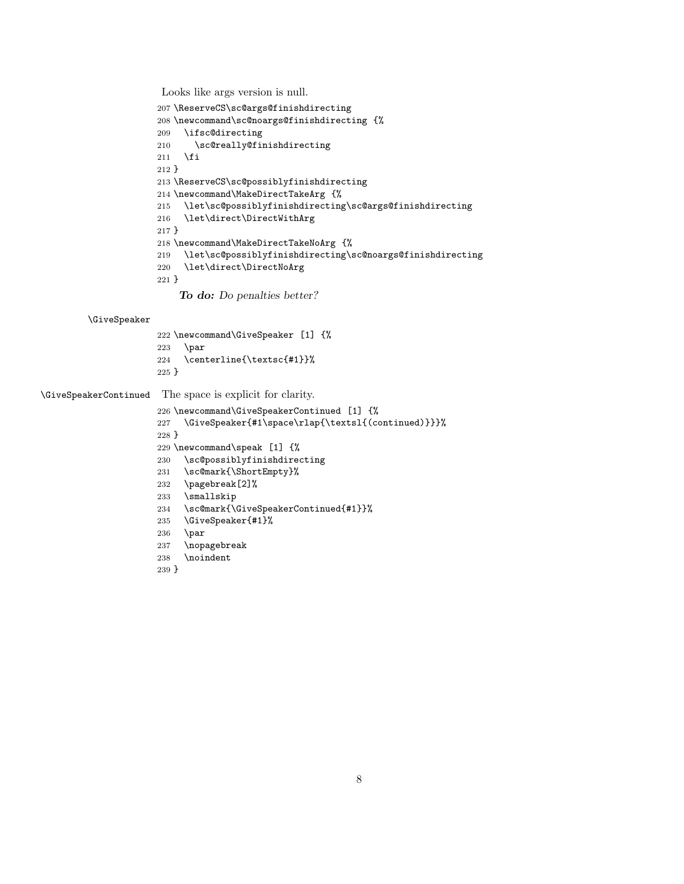Looks like args version is null.

```
207 \ReserveCS\sc@args@finishdirecting
208 \newcommand\sc@noargs@finishdirecting {%
209   \ifsc@directing
210     \sc@really@finishdirecting
211   \fi
212 }
213 \ReserveCS\sc@possiblyfinishdirecting
214 \newcommand\MakeDirectTakeArg {%
215   \let\sc@possiblyfinishdirecting\sc@args@finishdirecting
216   \let\direct\DirectWithArg
217 }
218 \newcommand\MakeDirectTakeNoArg {%
219   \let\sc@possiblyfinishdirecting\sc@noargs@finishdirecting
220   \let\direct\DirectNoArg
221 }
```

***To do:*** *Do penalties better?*

`\GiveSpeaker`

```
222 \newcommand\GiveSpeaker [1] {%
223   \par
224   \centerline{\textsc{#1}}%
225 }
```

`\GiveSpeakerContinued` The space is explicit for clarity.

```
226 \newcommand\GiveSpeakerContinued [1] {%
227   \GiveSpeaker{#1\space\rlap{\textsl{(continued)}}}%
228 }
229 \newcommand\speak [1] {%
230   \sc@possiblyfinishdirecting
231   \sc@mark{\ShortEmpty}%
232   \pagebreak[2]%
233   \smallskip
234   \sc@mark{\GiveSpeakerContinued{#1}}%
235   \GiveSpeaker{#1}%
236   \par
237   \nopagebreak
238   \noindent
239 }
```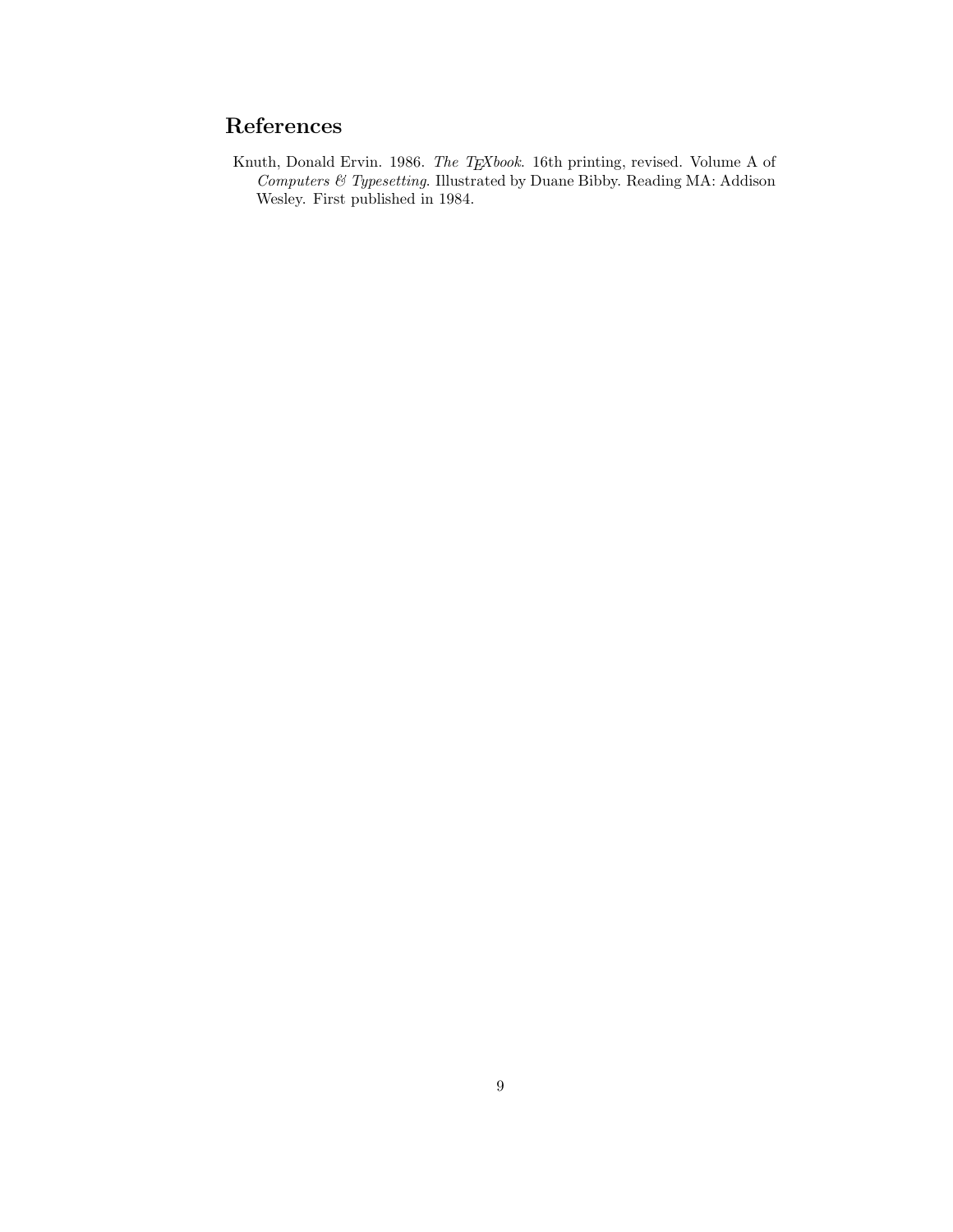## References

Knuth, Donald Ervin. 1986. *The TEXbook*. 16th printing, revised. Volume A of *Computers & Typesetting*. Illustrated by Duane Bibby. Reading MA: Addison Wesley. First published in 1984.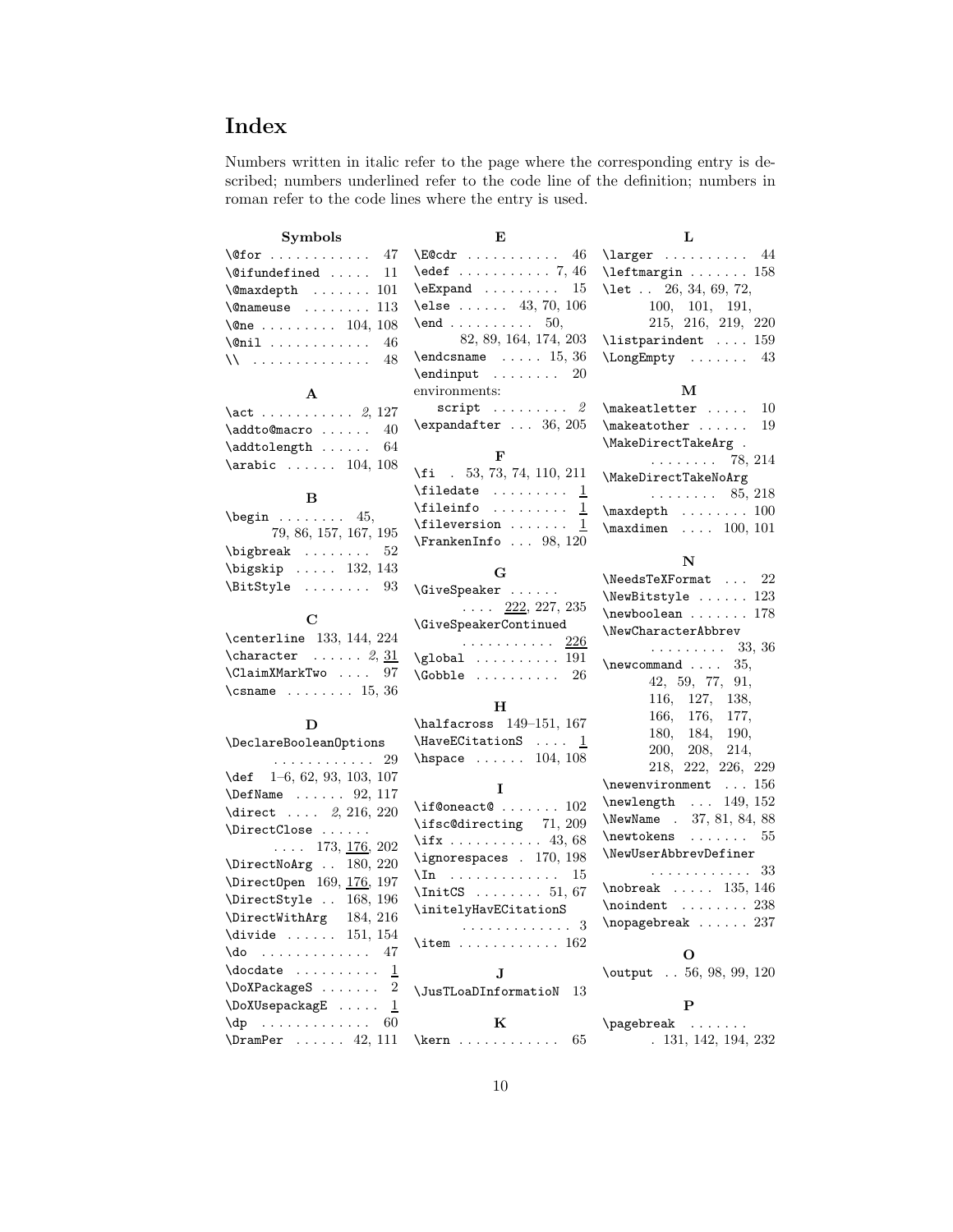# Index

Numbers written in italic refer to the page where the corresponding entry is described; numbers underlined refer to the code line of the definition; numbers in roman refer to the code lines where the entry is used.

**Symbols**

\@for . . . . . . . . . . . 47
\@ifundefined . . . . . 11
\@maxdepth . . . . . . . 101
\@nameuse . . . . . . . . 113
\@ne . . . . . . . . . 104, 108
\@nil . . . . . . . . . . . . 46
\\ . . . . . . . . . . . . . . 48

**A**

\act . . . . . . . . . . . *2*, 127
\addto@macro . . . . . . 40
\addtolength . . . . . . 64
\arabic . . . . . . 104, 108

**B**

\begin . . . . . . . . 45, 79, 86, 157, 167, 195
\bigbreak . . . . . . . . 52
\bigskip . . . . . 132, 143
\BitStyle . . . . . . . . 93

**C**

\centerline 133, 144, 224
\character . . . . . . *2*, 31
\ClaimXMarkTwo . . . . 97
\csname . . . . . . . . 15, 36

**D**

\DeclareBooleanOptions . . . . . . . . . . . . 29
\def 1–6, 62, 93, 103, 107
\DefName . . . . . . 92, 117
\direct . . . . *2*, 216, 220
\DirectClose . . . . . . . . . . 173, 176, 202
\DirectNoArg . . 180, 220
\DirectOpen 169, 176, 197
\DirectStyle . . 168, 196
\DirectWithArg 184, 216
\divide . . . . . . 151, 154
\do . . . . . . . . . . . . . 47
\docdate . . . . . . . . . . 1
\DoXPackageS . . . . . . . 2
\DoXUsepackagE . . . . . 1
\dp . . . . . . . . . . . . . 60
\DramPer . . . . . . 42, 111

**E**

\E@cdr . . . . . . . . . . . 46
\edef . . . . . . . . . . . 7, 46
\eExpand . . . . . . . . . 15
\else . . . . . . 43, 70, 106
\end . . . . . . . . . . 50, 82, 89, 164, 174, 203
\endcsname . . . . . 15, 36
\endinput . . . . . . . . 20
environments:
  script . . . . . . . . . *2*
\expandafter . . . 36, 205

**F**

\fi . 53, 73, 74, 110, 211
\filedate . . . . . . . . . 1
\fileinfo . . . . . . . . . 1
\fileversion . . . . . . . 1
\FrankenInfo . . . 98, 120

**G**

\GiveSpeaker . . . . . . . . . . 222, 227, 235
\GiveSpeakerContinued . . . . . . . . . . . 226
\global . . . . . . . . . . 191
\Gobble . . . . . . . . . . 26

**H**

\halfacross 149–151, 167
\HaveECitationS . . . . 1
\hspace . . . . . . 104, 108

**I**

\if@oneact@ . . . . . . . 102
\ifsc@directing 71, 209
\ifx . . . . . . . . . . . 43, 68
\ignorespaces . 170, 198
\In . . . . . . . . . . . . . 15
\InitCS . . . . . . . . 51, 67
\initelyHavECitationS . . . . . . . . . . . . . 3
\item . . . . . . . . . . . . 162

**J**

\JusTLoaDInformatioN 13

**K**

\kern . . . . . . . . . . . . 65

**L**

\larger . . . . . . . . . . 44
\leftmargin . . . . . . . 158
\let . . 26, 34, 69, 72, 100, 101, 191, 215, 216, 219, 220
\listparindent . . . . 159
\LongEmpty . . . . . . . 43

**M**

\makeatletter . . . . . 10
\makeatother . . . . . . 19
\MakeDirectTakeArg . . . . . . . . . 78, 214
\MakeDirectTakeNoArg . . . . . . . . 85, 218
\maxdepth . . . . . . . . 100
\maxdimen . . . . 100, 101

**N**

\NeedsTeXFormat . . . 22
\NewBitstyle . . . . . . 123
\newboolean . . . . . . . 178
\NewCharacterAbbrev . . . . . . . . . 33, 36
\newcommand . . . . 35, 42, 59, 77, 91, 116, 127, 138, 166, 176, 177, 180, 184, 190, 200, 208, 214, 218, 222, 226, 229
\newenvironment . . . 156
\newlength . . . 149, 152
\NewName . 37, 81, 84, 88
\newtokens . . . . . . . 55
\NewUserAbbrevDefiner . . . . . . . . . . . . 33
\nobreak . . . . . 135, 146
\noindent . . . . . . . . 238
\nopagebreak . . . . . . 237

**O**

\output . . 56, 98, 99, 120

**P**

\pagebreak . . . . . . . . 131, 142, 194, 232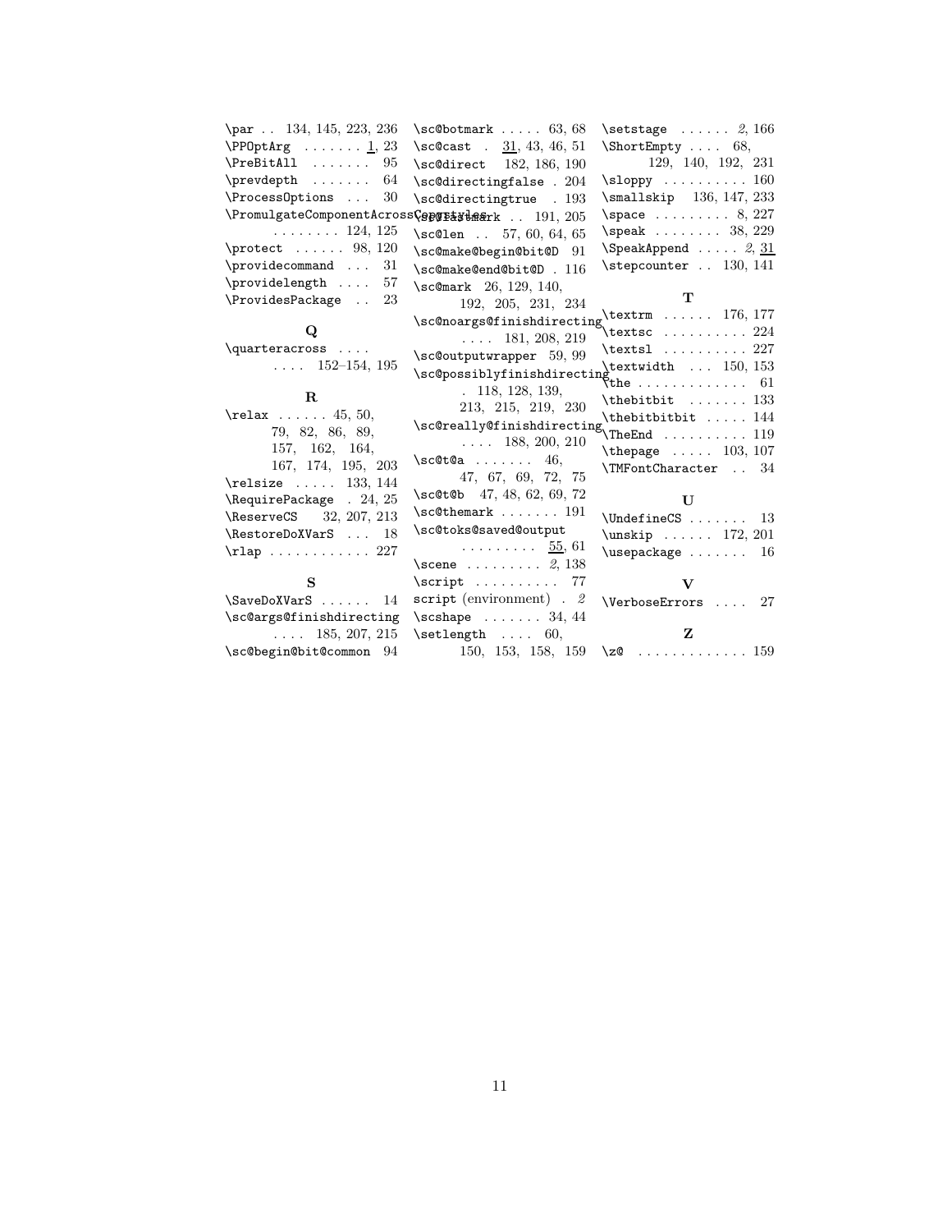\par . . 134, 145, 223, 236
\PPOptArg . . . . . . . 1, 23
\PreBitAll . . . . . . . 95
\prevdepth . . . . . . . 64
\ProcessOptions . . . 30
\PromulgateComponentAcrossCopystyles . . . . . . . . 124, 125
\protect . . . . . . 98, 120
\providecommand . . . 31
\providelength . . . . 57
\ProvidesPackage . . 23

**Q**

\quarteracross . . . . . . . . 152–154, 195

**R**

\relax . . . . . . 45, 50, 79, 82, 86, 89, 157, 162, 164, 167, 174, 195, 203
\relsize . . . . . 133, 144
\RequirePackage . 24, 25
\ReserveCS 32, 207, 213
\RestoreDoXVarS . . . 18
\rlap . . . . . . . . . . . . 227

**S**

\SaveDoXVarS . . . . . . 14
\sc@args@finishdirecting . . . . 185, 207, 215
\sc@begin@bit@common 94
\sc@botmark . . . . . 63, 68
\sc@cast . 31, 43, 46, 51
\sc@direct 182, 186, 190
\sc@directingfalse . 204
\sc@directingtrue . 193
\sc@firstmark . . 191, 205
\sc@len . . 57, 60, 64, 65
\sc@make@begin@bit@D 91
\sc@make@end@bit@D . 116
\sc@mark 26, 129, 140, 192, 205, 231, 234
\sc@noargs@finishdirecting . . . . 181, 208, 219
\sc@outputwrapper 59, 99
\sc@possiblyfinishdirecting . 118, 128, 139, 213, 215, 219, 230
\sc@really@finishdirecting . . . . 188, 200, 210
\sc@t@a . . . . . . . 46, 47, 67, 69, 72, 75
\sc@t@b 47, 48, 62, 69, 72
\sc@themark . . . . . . . 191
\sc@toks@saved@output . . . . . . . . . 55, 61
\scene . . . . . . . . . 2, 138
\script . . . . . . . . . . 77
script (environment) . 2
\scshape . . . . . . . 34, 44
\setlength . . . . 60, 150, 153, 158, 159
\setstage . . . . . . 2, 166
\ShortEmpty . . . . 68, 129, 140, 192, 231
\sloppy . . . . . . . . . . 160
\smallskip 136, 147, 233
\space . . . . . . . . . 8, 227
\speak . . . . . . . . 38, 229
\SpeakAppend . . . . . 2, 31
\stepcounter . . 130, 141

**T**

\textrm . . . . . . 176, 177
\textsc . . . . . . . . . . 224
\textsl . . . . . . . . . . 227
\textwidth . . . 150, 153
\the . . . . . . . . . . . . . 61
\thebitbit . . . . . . . 133
\thebitbitbit . . . . . 144
\TheEnd . . . . . . . . . . 119
\thepage . . . . . 103, 107
\TMFontCharacter . . 34

**U**

\UndefineCS . . . . . . . 13
\unskip . . . . . . 172, 201
\usepackage . . . . . . . 16

**V**

\VerboseErrors . . . . 27

**Z**

\z@ . . . . . . . . . . . . . 159